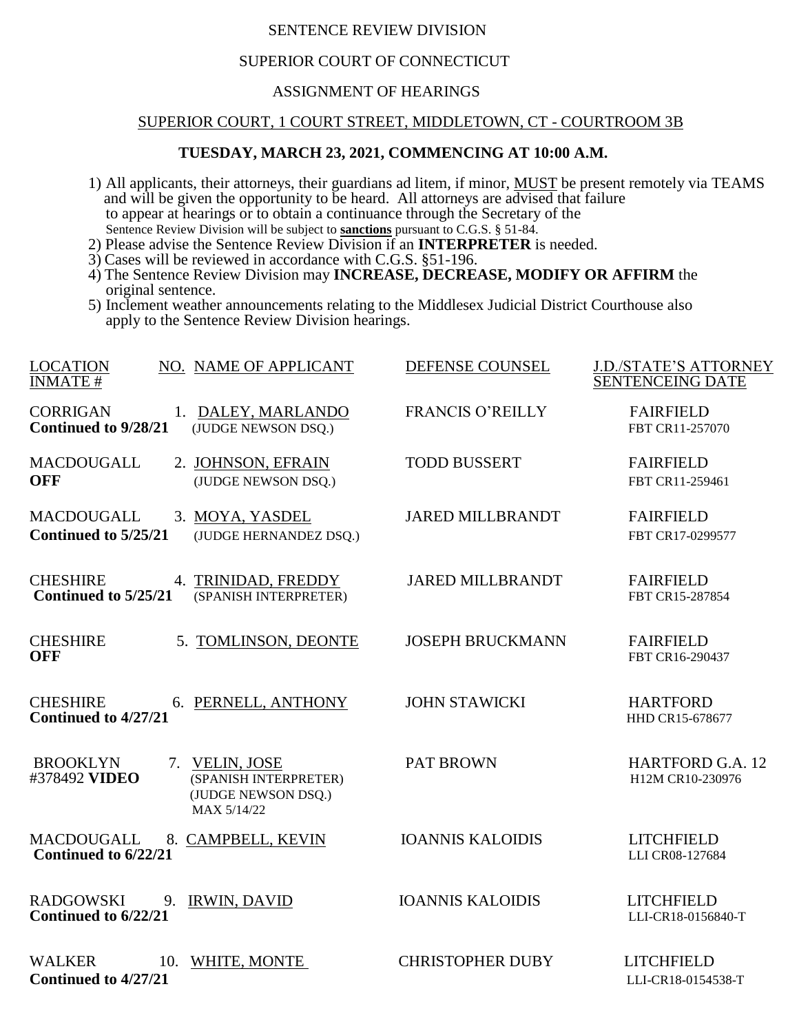SENTENCE REVIEW DIVISION

SUPERIOR COURT OF CONNECTICUT

ASSIGNMENT OF HEARINGS

SUPERIOR COURT, 1 COURT STREET, MIDDLETOWN, CT - COURTROOM 3B

**TUESDAY, MARCH 23, 2021, COMMENCING AT 10:00 A.M.**

1) All applicants, their attorneys, their guardians ad litem, if minor, MUST be present remotely via TEAMS and will be given the opportunity to be heard. All attorneys are advised that failure to appear at hearings or to obtain a continuance through the Secretary of the Sentence Review Division will be subject to **sanctions** pursuant to C.G.S. § 51-84.
2) Please advise the Sentence Review Division if an **INTERPRETER** is needed.
3) Cases will be reviewed in accordance with C.G.S. §51-196.
4) The Sentence Review Division may **INCREASE, DECREASE, MODIFY OR AFFIRM** the original sentence.
5) Inclement weather announcements relating to the Middlesex Judicial District Courthouse also apply to the Sentence Review Division hearings.

| LOCATION INMATE # | NO. NAME OF APPLICANT | DEFENSE COUNSEL | J.D./STATE'S ATTORNEY SENTENCEING DATE |
|---|---|---|---|
| CORRIGAN **Continued to 9/28/21** | 1. DALEY, MARLANDO (JUDGE NEWSON DSQ.) | FRANCIS O'REILLY | FAIRFIELD FBT CR11-257070 |
| MACDOUGALL **OFF** | 2. JOHNSON, EFRAIN (JUDGE NEWSON DSQ.) | TODD BUSSERT | FAIRFIELD FBT CR11-259461 |
| MACDOUGALL **Continued to 5/25/21** | 3. MOYA, YASDEL (JUDGE HERNANDEZ DSQ.) | JARED MILLBRANDT | FAIRFIELD FBT CR17-0299577 |
| CHESHIRE **Continued to 5/25/21** | 4. TRINIDAD, FREDDY (SPANISH INTERPRETER) | JARED MILLBRANDT | FAIRFIELD FBT CR15-287854 |
| CHESHIRE **OFF** | 5. TOMLINSON, DEONTE | JOSEPH BRUCKMANN | FAIRFIELD FBT CR16-290437 |
| CHESHIRE **Continued to 4/27/21** | 6. PERNELL, ANTHONY | JOHN STAWICKI | HARTFORD HHD CR15-678677 |
| BROOKLYN #378492 **VIDEO** | 7. VELIN, JOSE (SPANISH INTERPRETER) (JUDGE NEWSON DSQ.) MAX 5/14/22 | PAT BROWN | HARTFORD G.A. 12 H12M CR10-230976 |
| MACDOUGALL **Continued to 6/22/21** | 8. CAMPBELL, KEVIN | IOANNIS KALOIDIS | LITCHFIELD LLI CR08-127684 |
| RADGOWSKI **Continued to 6/22/21** | 9. IRWIN, DAVID | IOANNIS KALOIDIS | LITCHFIELD LLI-CR18-0156840-T |
| WALKER **Continued to 4/27/21** | 10. WHITE, MONTE | CHRISTOPHER DUBY | LITCHFIELD LLI-CR18-0154538-T |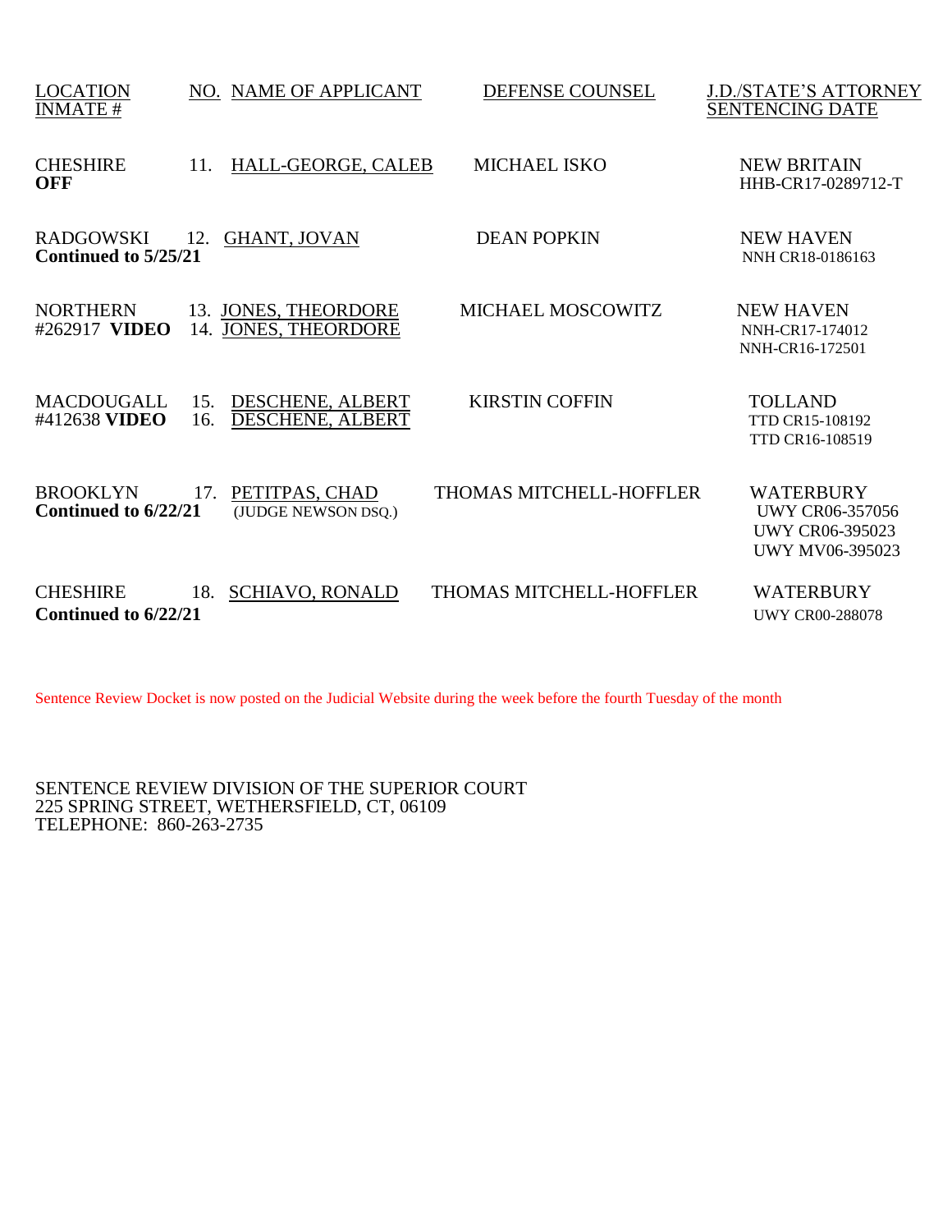| LOCATION INMATE # | NO. | NAME OF APPLICANT | DEFENSE COUNSEL | J.D./STATE'S ATTORNEY SENTENCING DATE |
|---|---|---|---|---|
| CHESHIRE **OFF** | 11. | HALL-GEORGE, CALEB | MICHAEL ISKO | NEW BRITAIN HHB-CR17-0289712-T |
| RADGOWSKI **Continued to 5/25/21** | 12. | GHANT, JOVAN | DEAN POPKIN | NEW HAVEN NNH CR18-0186163 |
| NORTHERN #262917 **VIDEO** | 13. 14. | JONES, THEORDORE JONES, THEORDORE | MICHAEL MOSCOWITZ | NEW HAVEN NNH-CR17-174012 NNH-CR16-172501 |
| MACDOUGALL #412638 **VIDEO** | 15. 16. | DESCHENE, ALBERT DESCHENE, ALBERT | KIRSTIN COFFIN | TOLLAND TTD CR15-108192 TTD CR16-108519 |
| BROOKLYN **Continued to 6/22/21** | 17. | PETITPAS, CHAD (JUDGE NEWSON DSQ.) | THOMAS MITCHELL-HOFFLER | WATERBURY UWY CR06-357056 UWY CR06-395023 UWY MV06-395023 |
| CHESHIRE **Continued to 6/22/21** | 18. | SCHIAVO, RONALD | THOMAS MITCHELL-HOFFLER | WATERBURY UWY CR00-288078 |

Sentence Review Docket is now posted on the Judicial Website during the week before the fourth Tuesday of the month

SENTENCE REVIEW DIVISION OF THE SUPERIOR COURT
225 SPRING STREET, WETHERSFIELD, CT, 06109
TELEPHONE: 860-263-2735